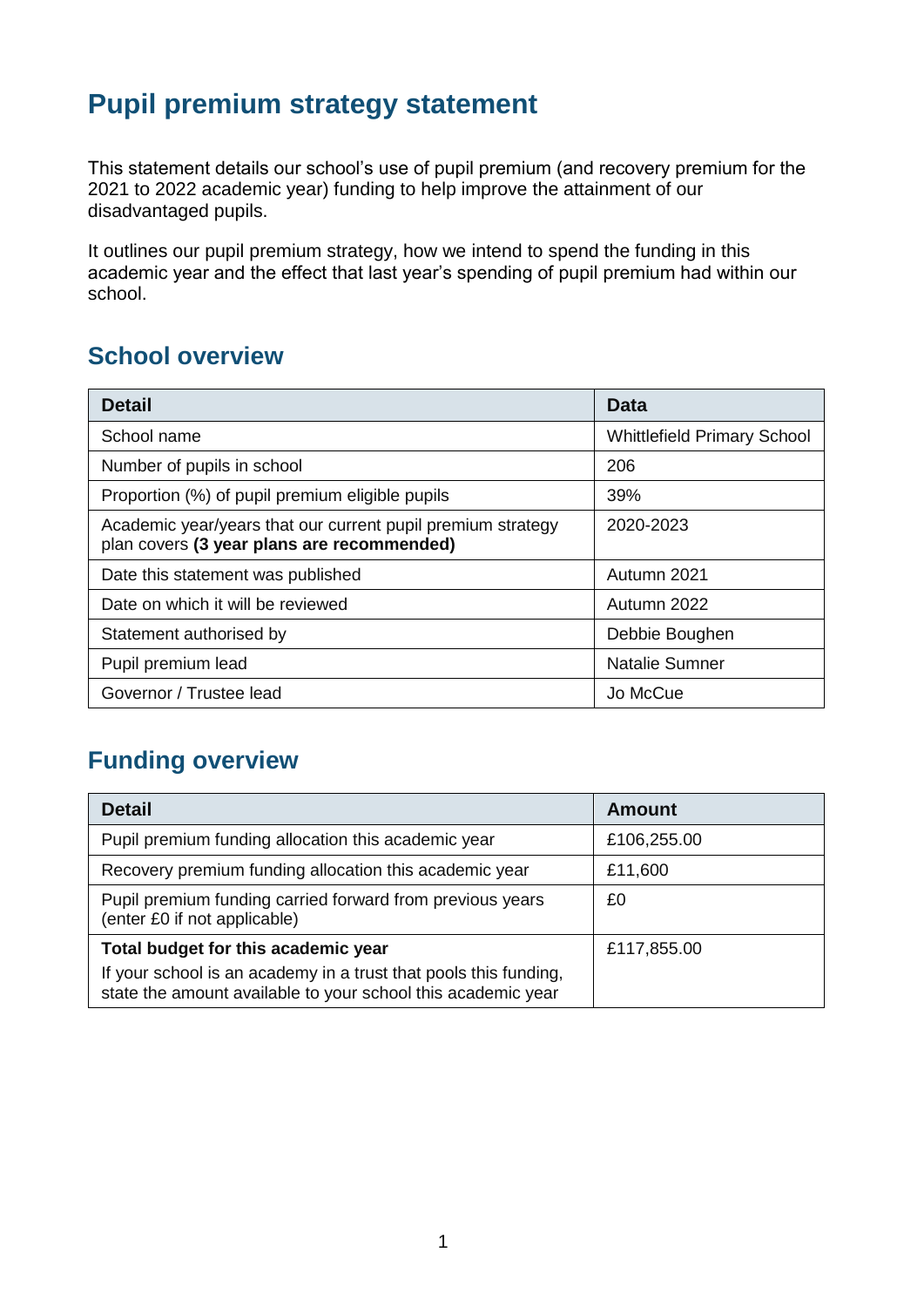# Pupil premium strategy statement

This statement details our school's use of pupil premium (and recovery premium for the 2021 to 2022 academic year) funding to help improve the attainment of our disadvantaged pupils.

It outlines our pupil premium strategy, how we intend to spend the funding in this academic year and the effect that last year's spending of pupil premium had within our school.

## School overview

| Detail | Data |
|---|---|
| School name | Whittlefield Primary School |
| Number of pupils in school | 206 |
| Proportion (%) of pupil premium eligible pupils | 39% |
| Academic year/years that our current pupil premium strategy plan covers **(3 year plans are recommended)** | 2020-2023 |
| Date this statement was published | Autumn 2021 |
| Date on which it will be reviewed | Autumn 2022 |
| Statement authorised by | Debbie Boughen |
| Pupil premium lead | Natalie Sumner |
| Governor / Trustee lead | Jo McCue |

## Funding overview

| Detail | Amount |
|---|---|
| Pupil premium funding allocation this academic year | £106,255.00 |
| Recovery premium funding allocation this academic year | £11,600 |
| Pupil premium funding carried forward from previous years (enter £0 if not applicable) | £0 |
| **Total budget for this academic year** If your school is an academy in a trust that pools this funding, state the amount available to your school this academic year | £117,855.00 |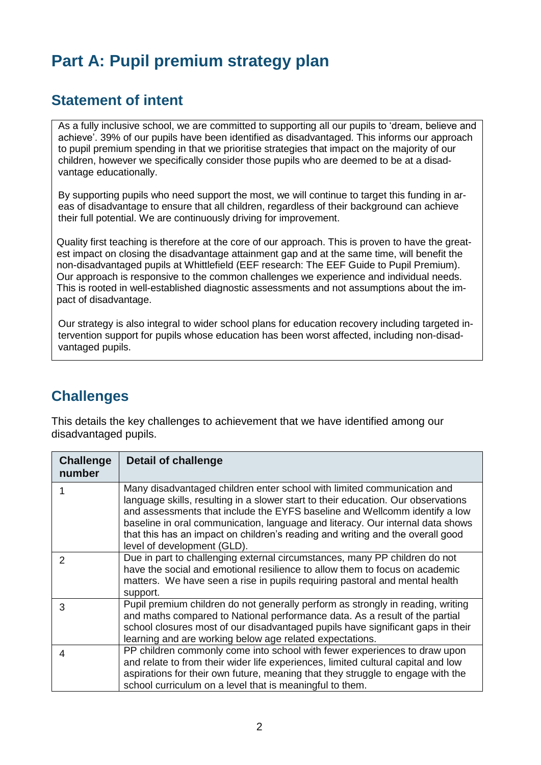# Part A: Pupil premium strategy plan

## Statement of intent

As a fully inclusive school, we are committed to supporting all our pupils to 'dream, believe and achieve'. 39% of our pupils have been identified as disadvantaged. This informs our approach to pupil premium spending in that we prioritise strategies that impact on the majority of our children, however we specifically consider those pupils who are deemed to be at a disadvantage educationally.

By supporting pupils who need support the most, we will continue to target this funding in areas of disadvantage to ensure that all children, regardless of their background can achieve their full potential. We are continuously driving for improvement.

Quality first teaching is therefore at the core of our approach. This is proven to have the greatest impact on closing the disadvantage attainment gap and at the same time, will benefit the non-disadvantaged pupils at Whittlefield (EEF research: The EEF Guide to Pupil Premium). Our approach is responsive to the common challenges we experience and individual needs. This is rooted in well-established diagnostic assessments and not assumptions about the impact of disadvantage.

Our strategy is also integral to wider school plans for education recovery including targeted intervention support for pupils whose education has been worst affected, including non-disadvantaged pupils.

## Challenges

This details the key challenges to achievement that we have identified among our disadvantaged pupils.

| Challenge number | Detail of challenge |
|---|---|
| 1 | Many disadvantaged children enter school with limited communication and language skills, resulting in a slower start to their education. Our observations and assessments that include the EYFS baseline and Wellcomm identify a low baseline in oral communication, language and literacy. Our internal data shows that this has an impact on children's reading and writing and the overall good level of development (GLD). |
| 2 | Due in part to challenging external circumstances, many PP children do not have the social and emotional resilience to allow them to focus on academic matters. We have seen a rise in pupils requiring pastoral and mental health support. |
| 3 | Pupil premium children do not generally perform as strongly in reading, writing and maths compared to National performance data. As a result of the partial school closures most of our disadvantaged pupils have significant gaps in their learning and are working below age related expectations. |
| 4 | PP children commonly come into school with fewer experiences to draw upon and relate to from their wider life experiences, limited cultural capital and low aspirations for their own future, meaning that they struggle to engage with the school curriculum on a level that is meaningful to them. |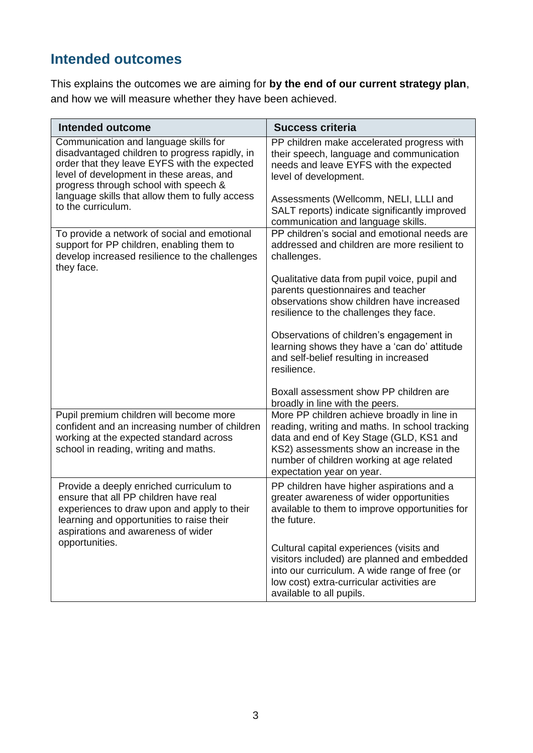## Intended outcomes

This explains the outcomes we are aiming for **by the end of our current strategy plan**, and how we will measure whether they have been achieved.

| Intended outcome | Success criteria |
| --- | --- |
| Communication and language skills for disadvantaged children to progress rapidly, in order that they leave EYFS with the expected level of development in these areas, and progress through school with speech & language skills that allow them to fully access to the curriculum. | PP children make accelerated progress with their speech, language and communication needs and leave EYFS with the expected level of development.<br><br>Assessments (Wellcomm, NELI, LLLI and SALT reports) indicate significantly improved communication and language skills. |
| To provide a network of social and emotional support for PP children, enabling them to develop increased resilience to the challenges they face. | PP children's social and emotional needs are addressed and children are more resilient to challenges.<br><br>Qualitative data from pupil voice, pupil and parents questionnaires and teacher observations show children have increased resilience to the challenges they face.<br><br>Observations of children's engagement in learning shows they have a 'can do' attitude and self-belief resulting in increased resilience.<br><br>Boxall assessment show PP children are broadly in line with the peers. |
| Pupil premium children will become more confident and an increasing number of children working at the expected standard across school in reading, writing and maths. | More PP children achieve broadly in line in reading, writing and maths. In school tracking data and end of Key Stage (GLD, KS1 and KS2) assessments show an increase in the number of children working at age related expectation year on year. |
| Provide a deeply enriched curriculum to ensure that all PP children have real experiences to draw upon and apply to their learning and opportunities to raise their aspirations and awareness of wider opportunities. | PP children have higher aspirations and a greater awareness of wider opportunities available to them to improve opportunities for the future.<br><br>Cultural capital experiences (visits and visitors included) are planned and embedded into our curriculum. A wide range of free (or low cost) extra-curricular activities are available to all pupils. |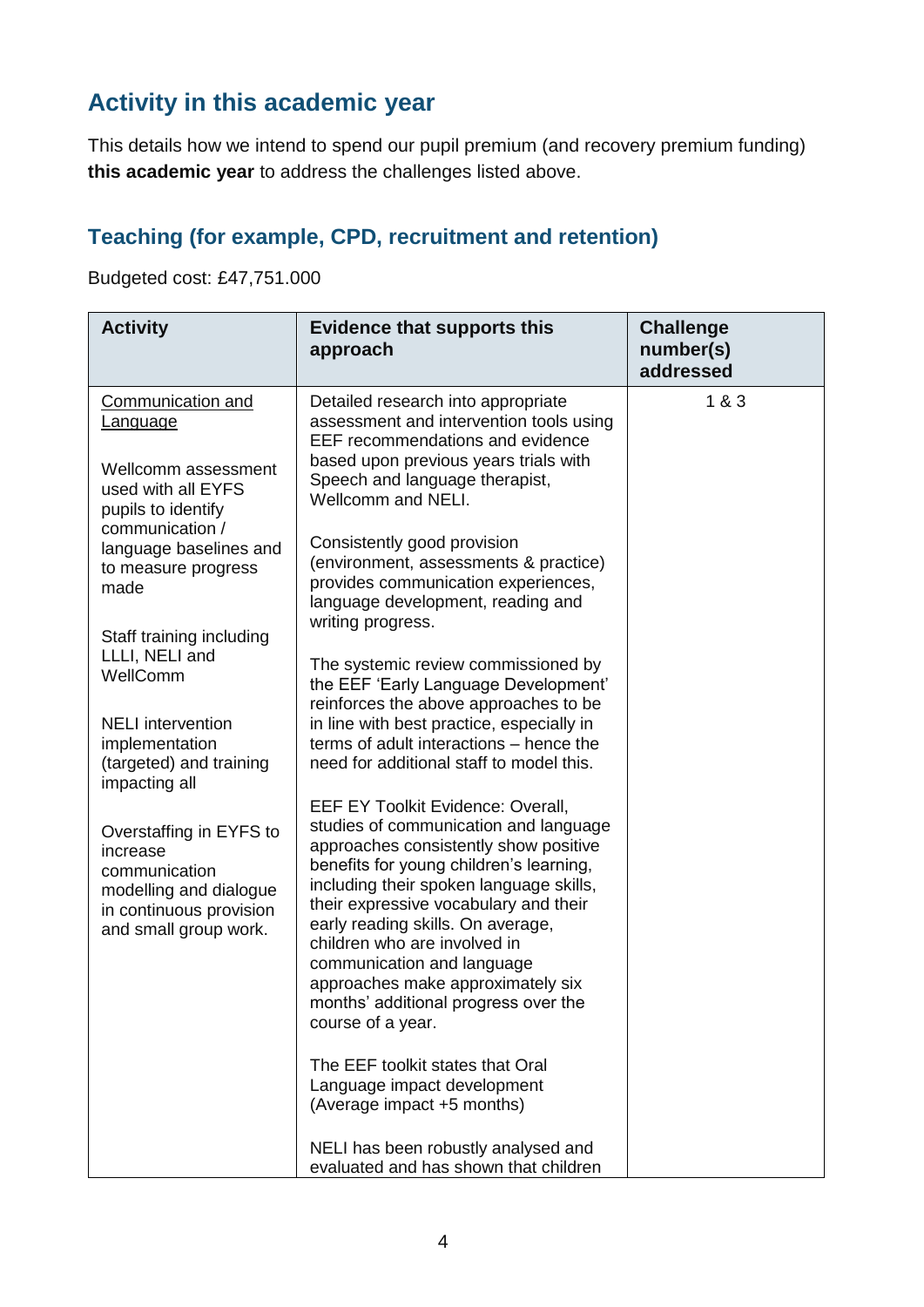## Activity in this academic year

This details how we intend to spend our pupil premium (and recovery premium funding) **this academic year** to address the challenges listed above.

### Teaching (for example, CPD, recruitment and retention)

Budgeted cost: £47,751.000

| Activity | Evidence that supports this approach | Challenge number(s) addressed |
|---|---|---|
| Communication and Language<br><br>Wellcomm assessment used with all EYFS pupils to identify communication / language baselines and to measure progress made<br><br>Staff training including LLLI, NELI and WellComm<br><br>NELI intervention implementation (targeted) and training impacting all<br><br>Overstaffing in EYFS to increase communication modelling and dialogue in continuous provision and small group work. | Detailed research into appropriate assessment and intervention tools using EEF recommendations and evidence based upon previous years trials with Speech and language therapist, Wellcomm and NELI.<br><br>Consistently good provision (environment, assessments & practice) provides communication experiences, language development, reading and writing progress.<br><br>The systemic review commissioned by the EEF 'Early Language Development' reinforces the above approaches to be in line with best practice, especially in terms of adult interactions – hence the need for additional staff to model this.<br><br>EEF EY Toolkit Evidence: Overall, studies of communication and language approaches consistently show positive benefits for young children's learning, including their spoken language skills, their expressive vocabulary and their early reading skills. On average, children who are involved in communication and language approaches make approximately six months' additional progress over the course of a year.<br><br>The EEF toolkit states that Oral Language impact development (Average impact +5 months)<br><br>NELI has been robustly analysed and evaluated and has shown that children | 1 & 3 |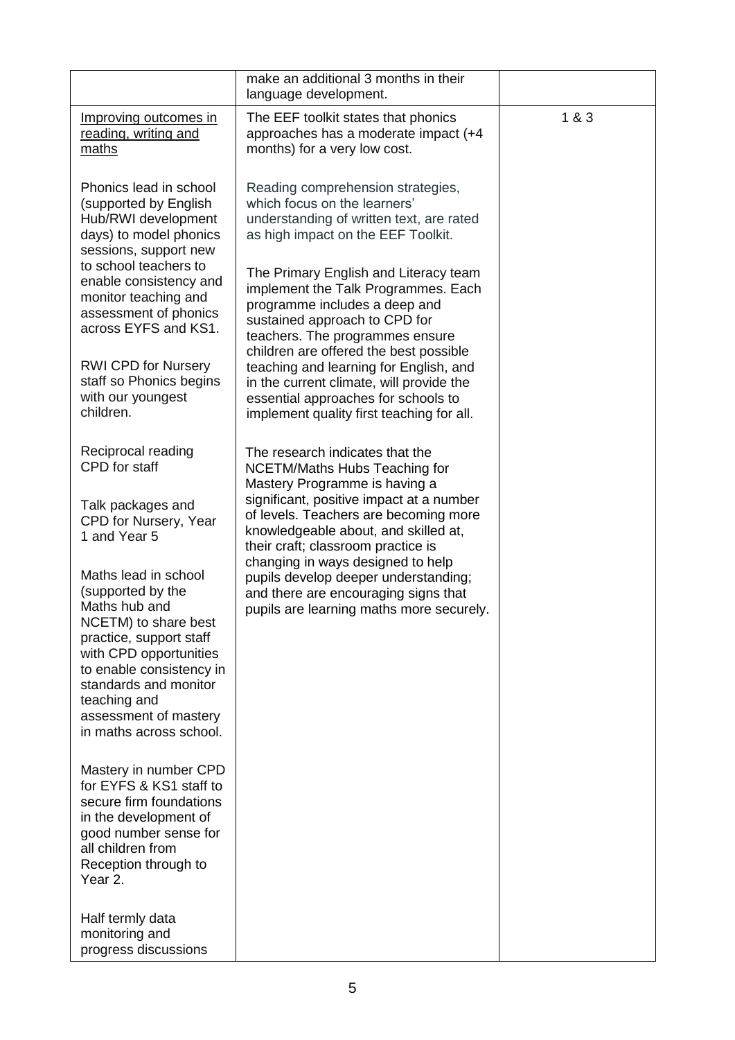| | | |
|---|---|---|
| | make an additional 3 months in their language development. | |
| Improving outcomes in reading, writing and maths<br><br>Phonics lead in school (supported by English Hub/RWI development days) to model phonics sessions, support new to school teachers to enable consistency and monitor teaching and assessment of phonics across EYFS and KS1.<br><br>RWI CPD for Nursery staff so Phonics begins with our youngest children.<br><br>Reciprocal reading CPD for staff<br><br>Talk packages and CPD for Nursery, Year 1 and Year 5<br><br>Maths lead in school (supported by the Maths hub and NCETM) to share best practice, support staff with CPD opportunities to enable consistency in standards and monitor teaching and assessment of mastery in maths across school.<br><br>Mastery in number CPD for EYFS & KS1 staff to secure firm foundations in the development of good number sense for all children from Reception through to Year 2.<br><br>Half termly data monitoring and progress discussions | The EEF toolkit states that phonics approaches has a moderate impact (+4 months) for a very low cost.<br><br>Reading comprehension strategies, which focus on the learners' understanding of written text, are rated as high impact on the EEF Toolkit.<br><br>The Primary English and Literacy team implement the Talk Programmes. Each programme includes a deep and sustained approach to CPD for teachers. The programmes ensure children are offered the best possible teaching and learning for English, and in the current climate, will provide the essential approaches for schools to implement quality first teaching for all.<br><br>The research indicates that the NCETM/Maths Hubs Teaching for Mastery Programme is having a significant, positive impact at a number of levels. Teachers are becoming more knowledgeable about, and skilled at, their craft; classroom practice is changing in ways designed to help pupils develop deeper understanding; and there are encouraging signs that pupils are learning maths more securely. | 1 & 3 |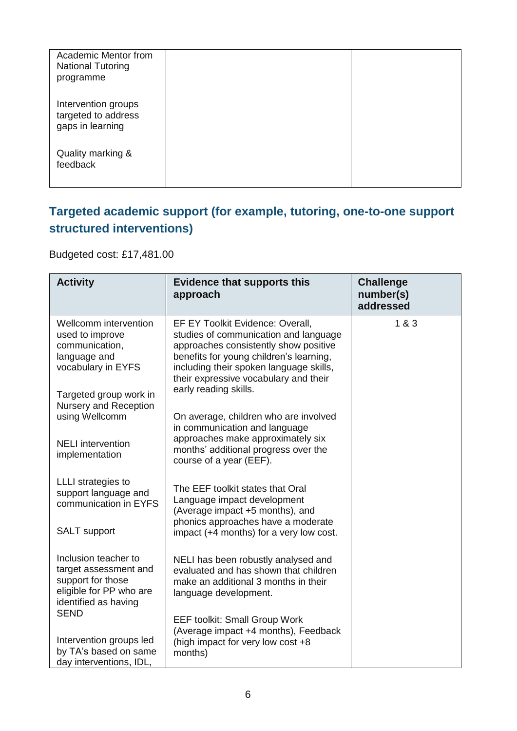| | | |
|---|---|---|
| Academic Mentor from National Tutoring programme<br><br>Intervention groups targeted to address gaps in learning<br><br>Quality marking & feedback | | |

## Targeted academic support (for example, tutoring, one-to-one support structured interventions)

Budgeted cost: £17,481.00

| Activity | Evidence that supports this approach | Challenge number(s) addressed |
|---|---|---|
| Wellcomm intervention used to improve communication, language and vocabulary in EYFS<br><br>Targeted group work in Nursery and Reception using Wellcomm<br><br>NELI intervention implementation<br><br>LLLI strategies to support language and communication in EYFS<br><br>SALT support<br><br>Inclusion teacher to target assessment and support for those eligible for PP who are identified as having SEND<br><br>Intervention groups led by TA's based on same day interventions, IDL, | EF EY Toolkit Evidence: Overall, studies of communication and language approaches consistently show positive benefits for young children's learning, including their spoken language skills, their expressive vocabulary and their early reading skills.<br><br>On average, children who are involved in communication and language approaches make approximately six months' additional progress over the course of a year (EEF).<br><br>The EEF toolkit states that Oral Language impact development (Average impact +5 months), and phonics approaches have a moderate impact (+4 months) for a very low cost.<br><br>NELI has been robustly analysed and evaluated and has shown that children make an additional 3 months in their language development.<br><br>EEF toolkit: Small Group Work (Average impact +4 months), Feedback (high impact for very low cost +8 months) | 1 & 3 |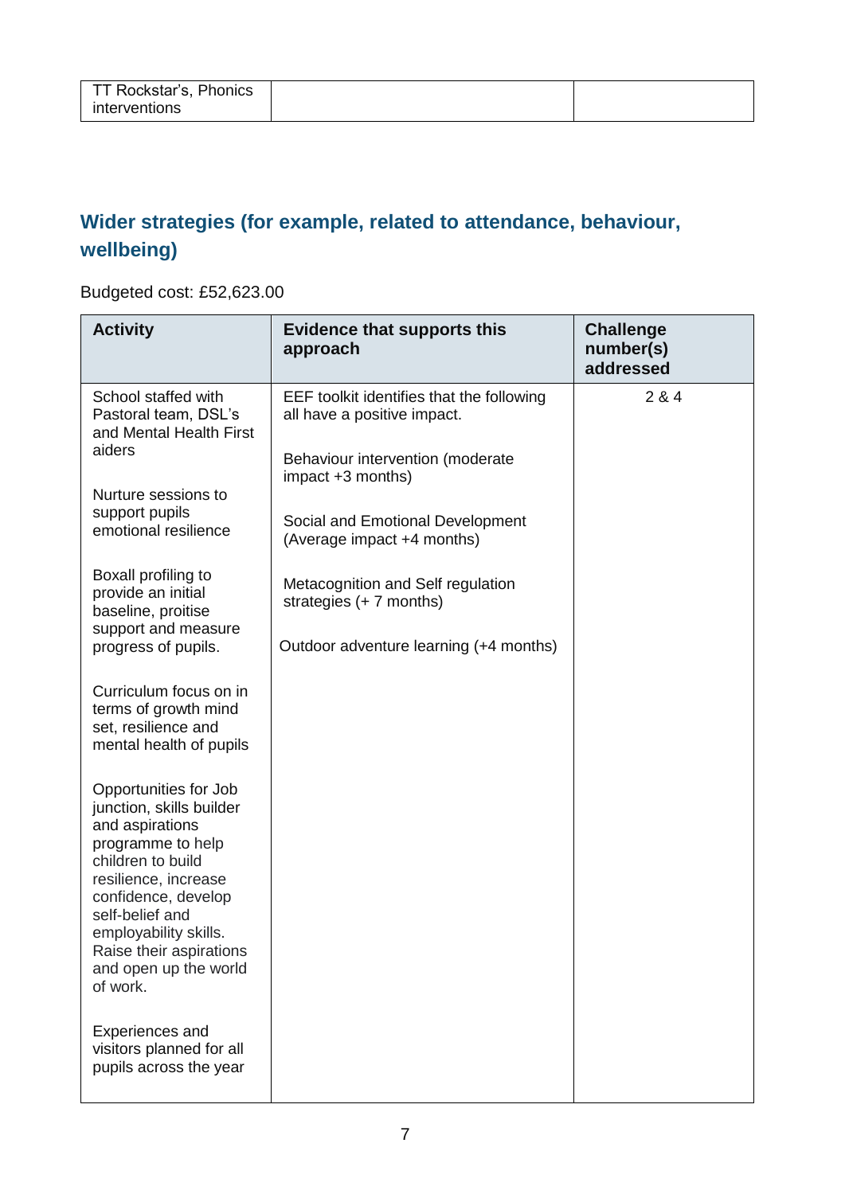| TT Rockstar's, Phonics interventions | | |
|---|---|---|

## Wider strategies (for example, related to attendance, behaviour, wellbeing)

Budgeted cost: £52,623.00

| Activity | Evidence that supports this approach | Challenge number(s) addressed |
|---|---|---|
| School staffed with Pastoral team, DSL's and Mental Health First aiders<br><br>Nurture sessions to support pupils emotional resilience<br><br>Boxall profiling to provide an initial baseline, proitise support and measure progress of pupils.<br><br>Curriculum focus on in terms of growth mind set, resilience and mental health of pupils<br><br>Opportunities for Job junction, skills builder and aspirations programme to help children to build resilience, increase confidence, develop self-belief and employability skills. Raise their aspirations and open up the world of work.<br><br>Experiences and visitors planned for all pupils across the year | EEF toolkit identifies that the following all have a positive impact.<br><br>Behaviour intervention (moderate impact +3 months)<br><br>Social and Emotional Development (Average impact +4 months)<br><br>Metacognition and Self regulation strategies (+ 7 months)<br><br>Outdoor adventure learning (+4 months) | 2 & 4 |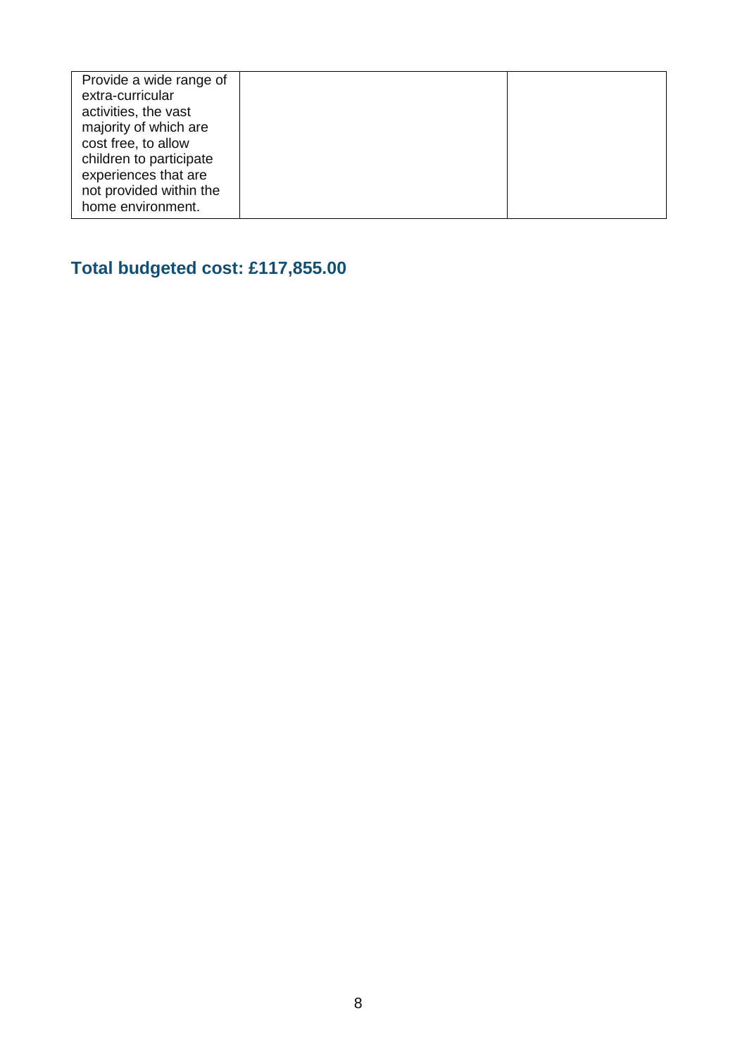| | | |
|---|---|---|
| Provide a wide range of extra-curricular activities, the vast majority of which are cost free, to allow children to participate experiences that are not provided within the home environment. | | |

## Total budgeted cost: £117,855.00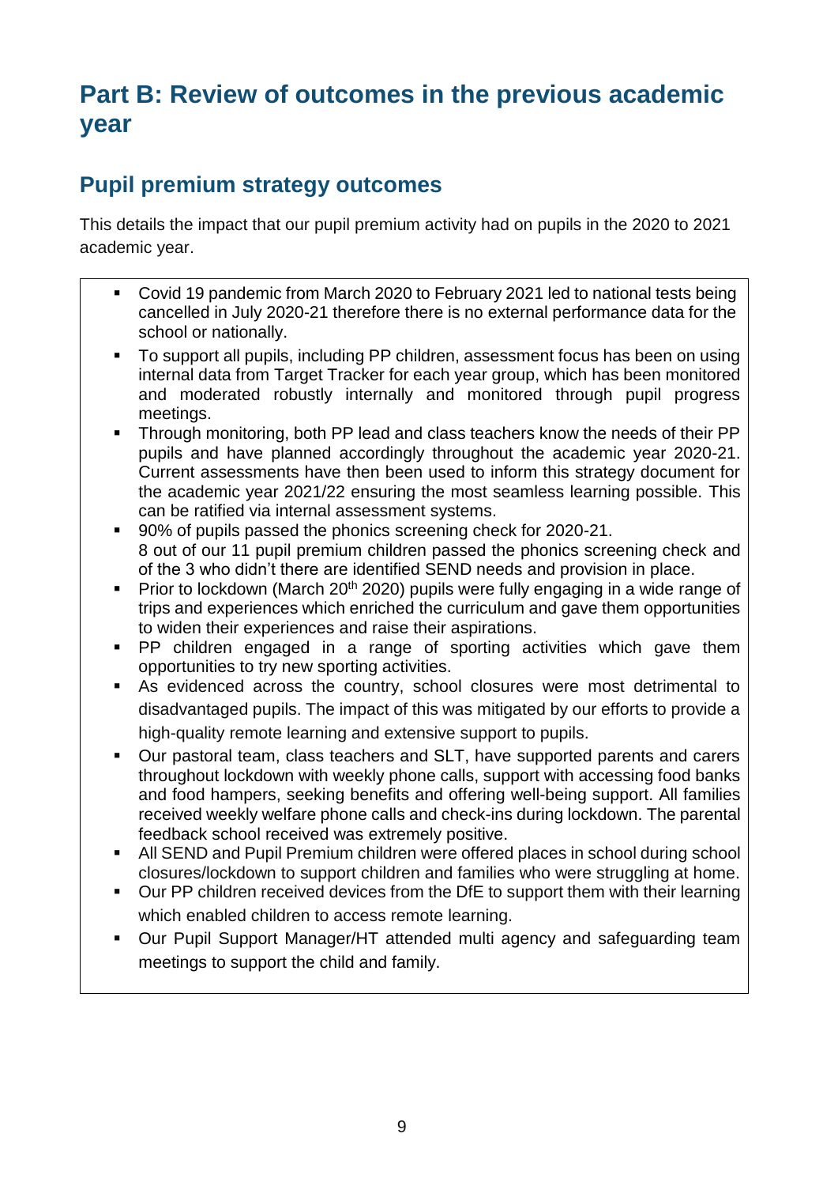# Part B: Review of outcomes in the previous academic year

## Pupil premium strategy outcomes

This details the impact that our pupil premium activity had on pupils in the 2020 to 2021 academic year.

- Covid 19 pandemic from March 2020 to February 2021 led to national tests being cancelled in July 2020-21 therefore there is no external performance data for the school or nationally.
- To support all pupils, including PP children, assessment focus has been on using internal data from Target Tracker for each year group, which has been monitored and moderated robustly internally and monitored through pupil progress meetings.
- Through monitoring, both PP lead and class teachers know the needs of their PP pupils and have planned accordingly throughout the academic year 2020-21. Current assessments have then been used to inform this strategy document for the academic year 2021/22 ensuring the most seamless learning possible. This can be ratified via internal assessment systems.
- 90% of pupils passed the phonics screening check for 2020-21.  
  8 out of our 11 pupil premium children passed the phonics screening check and of the 3 who didn't there are identified SEND needs and provision in place.
- Prior to lockdown (March 20th 2020) pupils were fully engaging in a wide range of trips and experiences which enriched the curriculum and gave them opportunities to widen their experiences and raise their aspirations.
- PP children engaged in a range of sporting activities which gave them opportunities to try new sporting activities.
- As evidenced across the country, school closures were most detrimental to disadvantaged pupils. The impact of this was mitigated by our efforts to provide a high-quality remote learning and extensive support to pupils.
- Our pastoral team, class teachers and SLT, have supported parents and carers throughout lockdown with weekly phone calls, support with accessing food banks and food hampers, seeking benefits and offering well-being support. All families received weekly welfare phone calls and check-ins during lockdown. The parental feedback school received was extremely positive.
- All SEND and Pupil Premium children were offered places in school during school closures/lockdown to support children and families who were struggling at home.
- Our PP children received devices from the DfE to support them with their learning which enabled children to access remote learning.
- Our Pupil Support Manager/HT attended multi agency and safeguarding team meetings to support the child and family.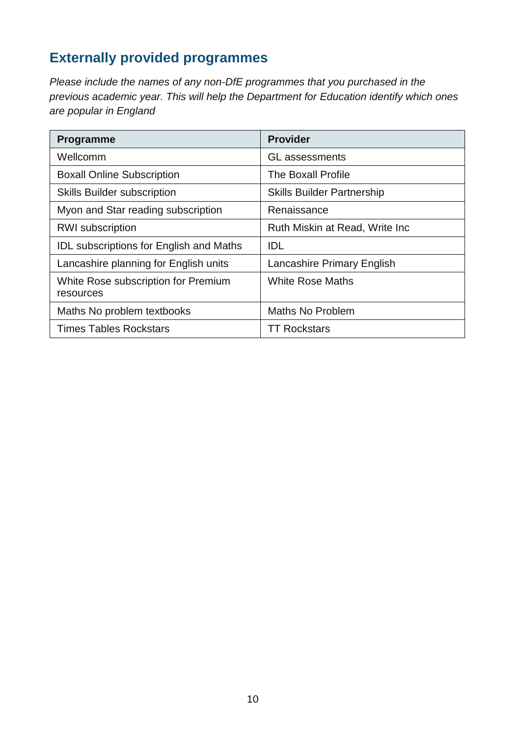## Externally provided programmes

*Please include the names of any non-DfE programmes that you purchased in the previous academic year. This will help the Department for Education identify which ones are popular in England*

| Programme | Provider |
| --- | --- |
| Wellcomm | GL assessments |
| Boxall Online Subscription | The Boxall Profile |
| Skills Builder subscription | Skills Builder Partnership |
| Myon and Star reading subscription | Renaissance |
| RWI subscription | Ruth Miskin at Read, Write Inc |
| IDL subscriptions for English and Maths | IDL |
| Lancashire planning for English units | Lancashire Primary English |
| White Rose subscription for Premium resources | White Rose Maths |
| Maths No problem textbooks | Maths No Problem |
| Times Tables Rockstars | TT Rockstars |